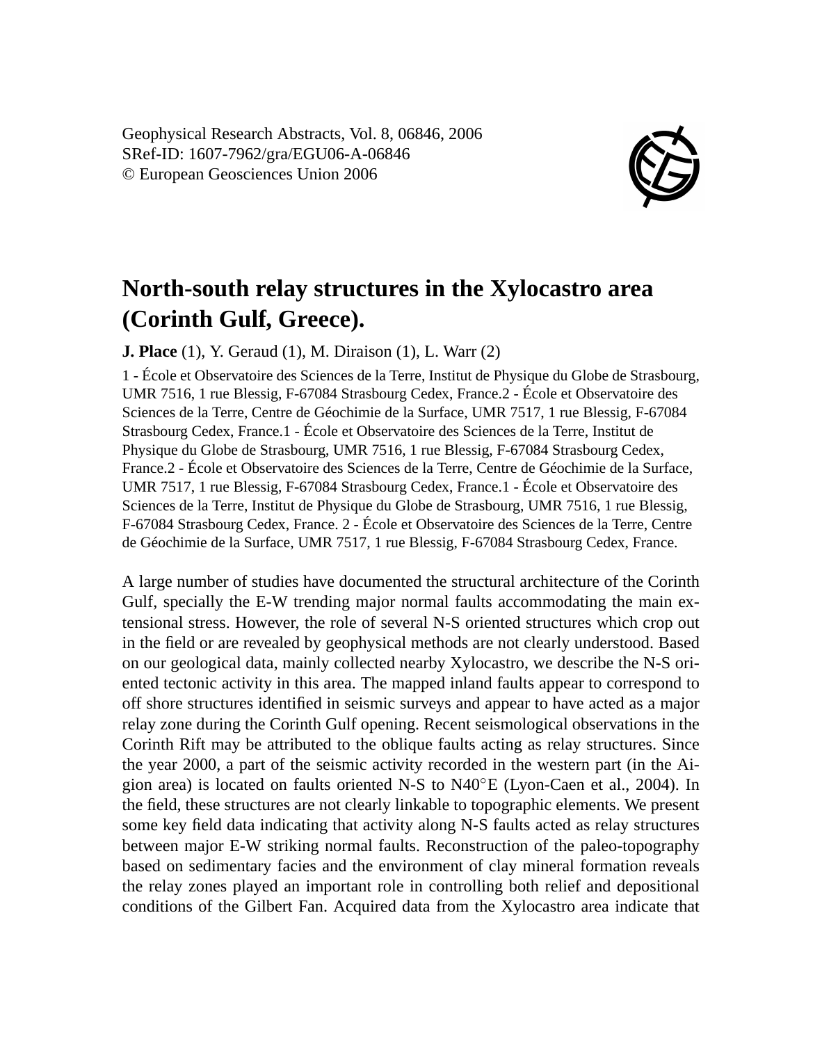# North-south relay structures in the Xylocastro area (Corinth Gulf, Greece).

**J. Place** (1), Y. Geraud (1), M. Diraison (1), L. Warr (2)

1 - École et Observatoire des Sciences de la Terre, Institut de Physique du Globe de Strasbourg, UMR 7516, 1 rue Blessig, F-67084 Strasbourg Cedex, France.2 - École et Observatoire des Sciences de la Terre, Centre de Géochimie de la Surface, UMR 7517, 1 rue Blessig, F-67084 Strasbourg Cedex, France.1 - École et Observatoire des Sciences de la Terre, Institut de Physique du Globe de Strasbourg, UMR 7516, 1 rue Blessig, F-67084 Strasbourg Cedex, France.2 - École et Observatoire des Sciences de la Terre, Centre de Géochimie de la Surface, UMR 7517, 1 rue Blessig, F-67084 Strasbourg Cedex, France.1 - École et Observatoire des Sciences de la Terre, Institut de Physique du Globe de Strasbourg, UMR 7516, 1 rue Blessig, F-67084 Strasbourg Cedex, France. 2 - École et Observatoire des Sciences de la Terre, Centre de Géochimie de la Surface, UMR 7517, 1 rue Blessig, F-67084 Strasbourg Cedex, France.

A large number of studies have documented the structural architecture of the Corinth Gulf, specially the E-W trending major normal faults accommodating the main extensional stress. However, the role of several N-S oriented structures which crop out in the field or are revealed by geophysical methods are not clearly understood. Based on our geological data, mainly collected nearby Xylocastro, we describe the N-S oriented tectonic activity in this area. The mapped inland faults appear to correspond to off shore structures identified in seismic surveys and appear to have acted as a major relay zone during the Corinth Gulf opening. Recent seismological observations in the Corinth Rift may be attributed to the oblique faults acting as relay structures. Since the year 2000, a part of the seismic activity recorded in the western part (in the Aigion area) is located on faults oriented N-S to N40°E (Lyon-Caen et al., 2004). In the field, these structures are not clearly linkable to topographic elements. We present some key field data indicating that activity along N-S faults acted as relay structures between major E-W striking normal faults. Reconstruction of the paleo-topography based on sedimentary facies and the environment of clay mineral formation reveals the relay zones played an important role in controlling both relief and depositional conditions of the Gilbert Fan. Acquired data from the Xylocastro area indicate that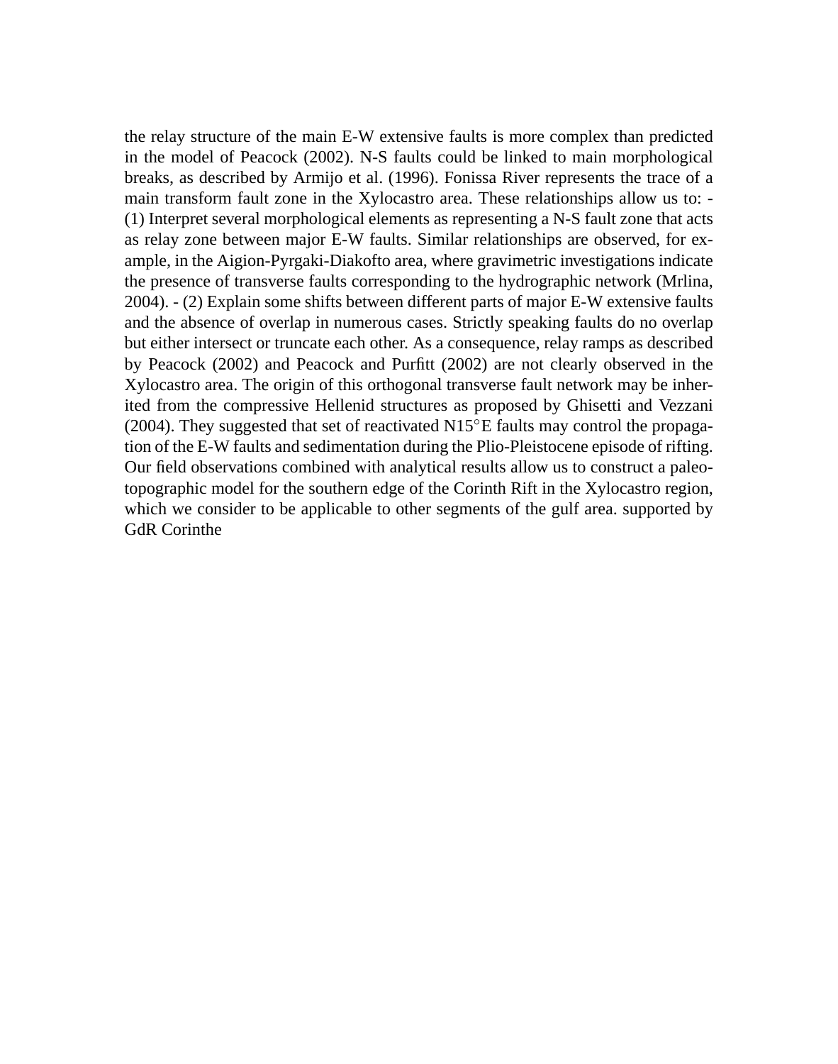the relay structure of the main E-W extensive faults is more complex than predicted in the model of Peacock (2002). N-S faults could be linked to main morphological breaks, as described by Armijo et al. (1996). Fonissa River represents the trace of a main transform fault zone in the Xylocastro area. These relationships allow us to: - (1) Interpret several morphological elements as representing a N-S fault zone that acts as relay zone between major E-W faults. Similar relationships are observed, for example, in the Aigion-Pyrgaki-Diakofto area, where gravimetric investigations indicate the presence of transverse faults corresponding to the hydrographic network (Mrlina, 2004). - (2) Explain some shifts between different parts of major E-W extensive faults and the absence of overlap in numerous cases. Strictly speaking faults do no overlap but either intersect or truncate each other. As a consequence, relay ramps as described by Peacock (2002) and Peacock and Purfitt (2002) are not clearly observed in the Xylocastro area. The origin of this orthogonal transverse fault network may be inherited from the compressive Hellenid structures as proposed by Ghisetti and Vezzani (2004). They suggested that set of reactivated N15°E faults may control the propagation of the E-W faults and sedimentation during the Plio-Pleistocene episode of rifting. Our field observations combined with analytical results allow us to construct a paleotopographic model for the southern edge of the Corinth Rift in the Xylocastro region, which we consider to be applicable to other segments of the gulf area. supported by GdR Corinthe